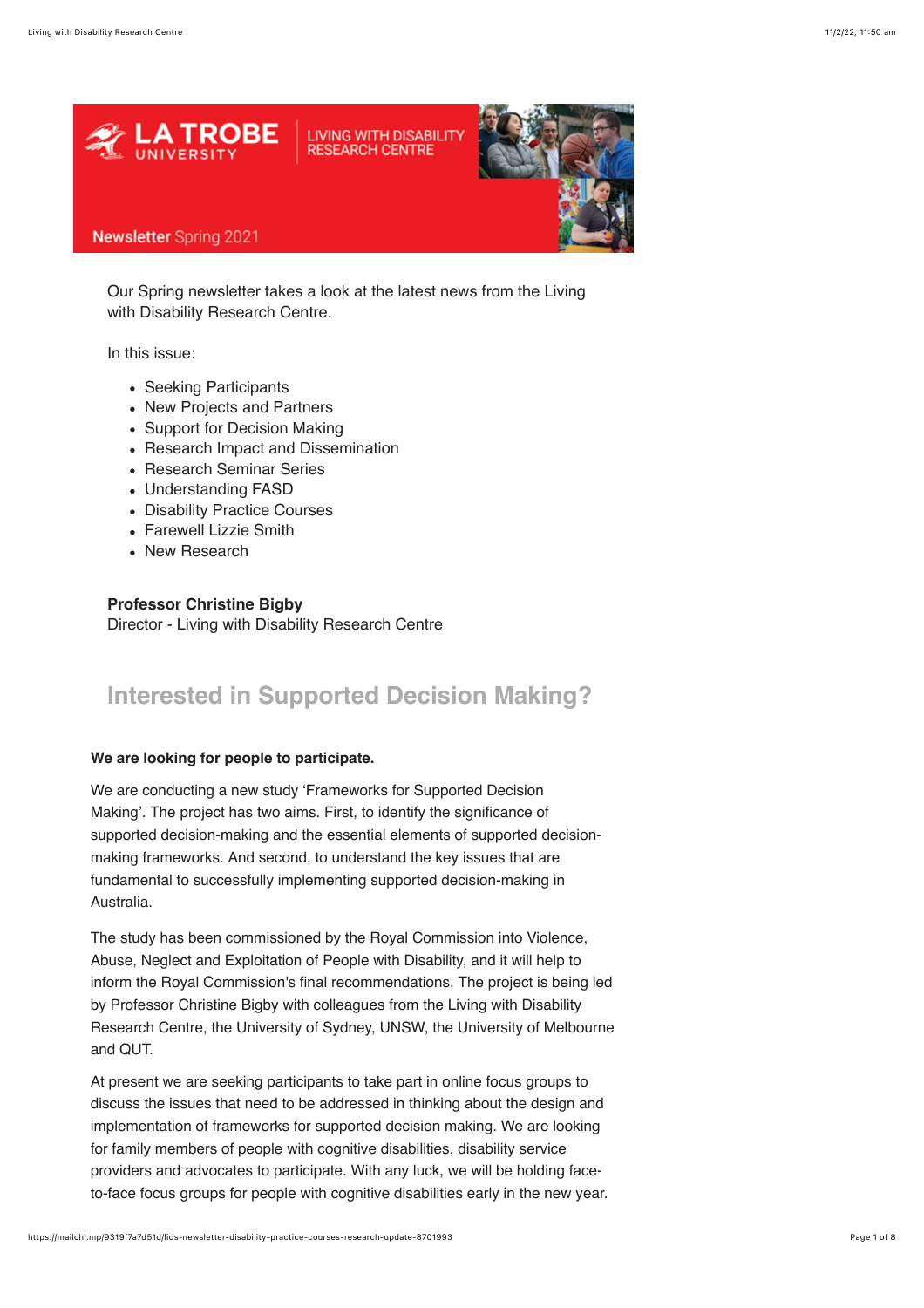LA TROBE UNIVERSITY | LIVING WITH DISABILITY RESEARCH CENTRE

**Newsletter** Spring 2021

Our Spring newsletter takes a look at the latest news from the Living with Disability Research Centre.

In this issue:

- Seeking Participants
- New Projects and Partners
- Support for Decision Making
- Research Impact and Dissemination
- Research Seminar Series
- Understanding FASD
- Disability Practice Courses
- Farewell Lizzie Smith
- New Research

**Professor Christine Bigby**
Director - Living with Disability Research Centre

## Interested in Supported Decision Making?

**We are looking for people to participate.**

We are conducting a new study 'Frameworks for Supported Decision Making'. The project has two aims. First, to identify the significance of supported decision-making and the essential elements of supported decision-making frameworks. And second, to understand the key issues that are fundamental to successfully implementing supported decision-making in Australia.

The study has been commissioned by the Royal Commission into Violence, Abuse, Neglect and Exploitation of People with Disability, and it will help to inform the Royal Commission's final recommendations. The project is being led by Professor Christine Bigby with colleagues from the Living with Disability Research Centre, the University of Sydney, UNSW, the University of Melbourne and QUT.

At present we are seeking participants to take part in online focus groups to discuss the issues that need to be addressed in thinking about the design and implementation of frameworks for supported decision making. We are looking for family members of people with cognitive disabilities, disability service providers and advocates to participate. With any luck, we will be holding face-to-face focus groups for people with cognitive disabilities early in the new year.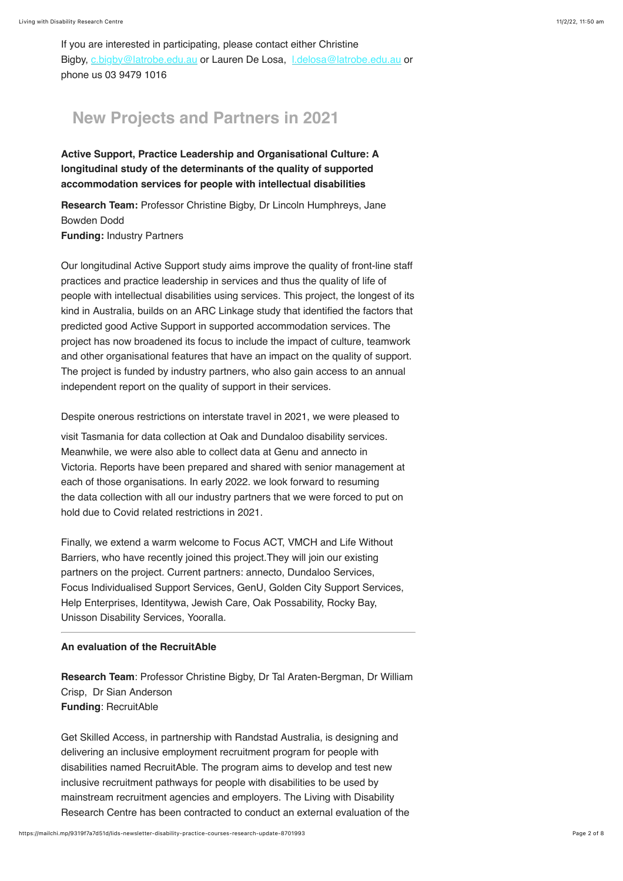If you are interested in participating, please contact either Christine Bigby, c.bigby@latrobe.edu.au or Lauren De Losa, l.delosa@latrobe.edu.au or phone us 03 9479 1016

## New Projects and Partners in 2021

**Active Support, Practice Leadership and Organisational Culture: A longitudinal study of the determinants of the quality of supported accommodation services for people with intellectual disabilities**

**Research Team:** Professor Christine Bigby, Dr Lincoln Humphreys, Jane Bowden Dodd
**Funding:** Industry Partners

Our longitudinal Active Support study aims improve the quality of front-line staff practices and practice leadership in services and thus the quality of life of people with intellectual disabilities using services. This project, the longest of its kind in Australia, builds on an ARC Linkage study that identified the factors that predicted good Active Support in supported accommodation services. The project has now broadened its focus to include the impact of culture, teamwork and other organisational features that have an impact on the quality of support. The project is funded by industry partners, who also gain access to an annual independent report on the quality of support in their services.

Despite onerous restrictions on interstate travel in 2021, we were pleased to visit Tasmania for data collection at Oak and Dundaloo disability services. Meanwhile, we were also able to collect data at Genu and annecto in Victoria. Reports have been prepared and shared with senior management at each of those organisations. In early 2022. we look forward to resuming the data collection with all our industry partners that we were forced to put on hold due to Covid related restrictions in 2021.

Finally, we extend a warm welcome to Focus ACT, VMCH and Life Without Barriers, who have recently joined this project.They will join our existing partners on the project. Current partners: annecto, Dundaloo Services, Focus Individualised Support Services, GenU, Golden City Support Services, Help Enterprises, Identitywa, Jewish Care, Oak Possability, Rocky Bay, Unisson Disability Services, Yooralla.

---

**An evaluation of the RecruitAble**

**Research Team**: Professor Christine Bigby, Dr Tal Araten-Bergman, Dr William Crisp, Dr Sian Anderson
**Funding**: RecruitAble

Get Skilled Access, in partnership with Randstad Australia, is designing and delivering an inclusive employment recruitment program for people with disabilities named RecruitAble. The program aims to develop and test new inclusive recruitment pathways for people with disabilities to be used by mainstream recruitment agencies and employers. The Living with Disability Research Centre has been contracted to conduct an external evaluation of the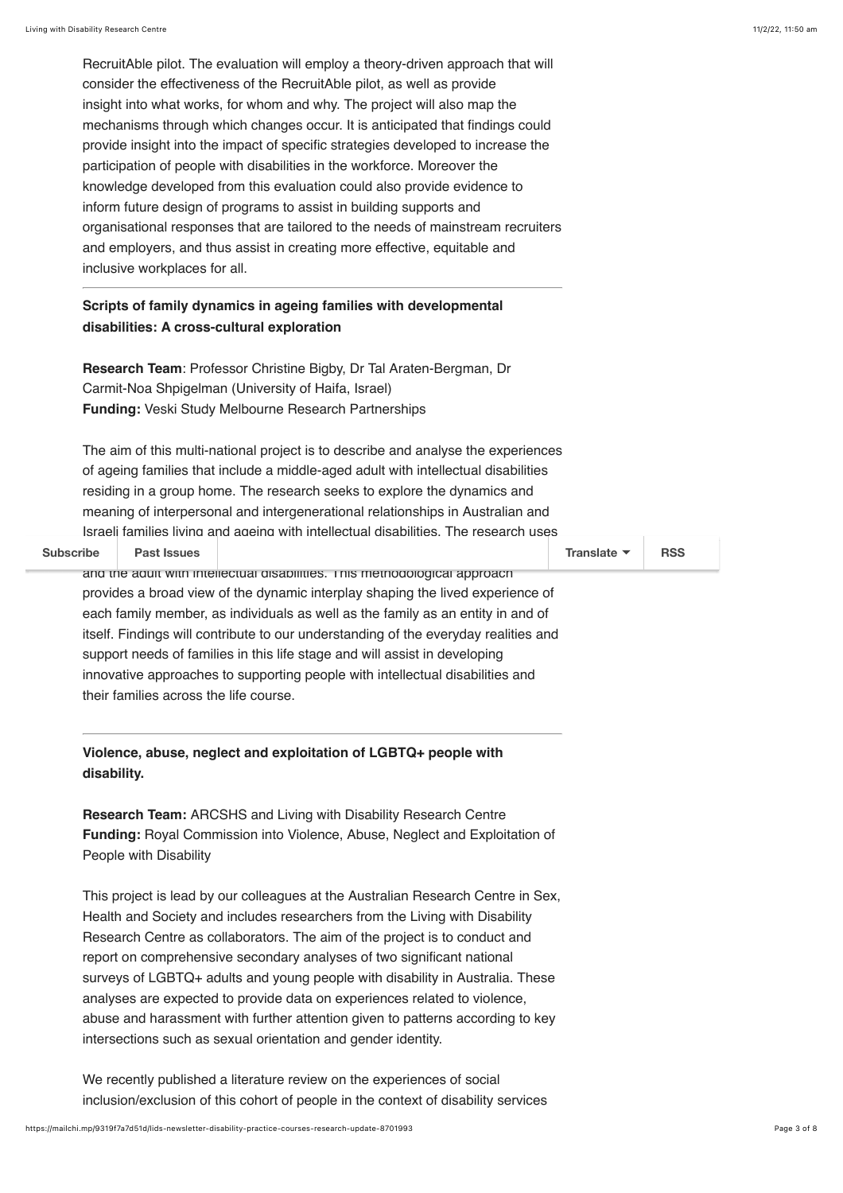RecruitAble pilot. The evaluation will employ a theory-driven approach that will consider the effectiveness of the RecruitAble pilot, as well as provide insight into what works, for whom and why. The project will also map the mechanisms through which changes occur. It is anticipated that findings could provide insight into the impact of specific strategies developed to increase the participation of people with disabilities in the workforce. Moreover the knowledge developed from this evaluation could also provide evidence to inform future design of programs to assist in building supports and organisational responses that are tailored to the needs of mainstream recruiters and employers, and thus assist in creating more effective, equitable and inclusive workplaces for all.

---

**Scripts of family dynamics in ageing families with developmental disabilities: A cross-cultural exploration**

**Research Team**: Professor Christine Bigby, Dr Tal Araten-Bergman, Dr Carmit-Noa Shpigelman (University of Haifa, Israel)
**Funding:** Veski Study Melbourne Research Partnerships

The aim of this multi-national project is to describe and analyse the experiences of ageing families that include a middle-aged adult with intellectual disabilities residing in a group home. The research seeks to explore the dynamics and meaning of interpersonal and intergenerational relationships in Australian and Israeli families living and ageing with intellectual disabilities. The research uses

and the adult with intellectual disabilities. This methodological approach provides a broad view of the dynamic interplay shaping the lived experience of each family member, as individuals as well as the family as an entity in and of itself. Findings will contribute to our understanding of the everyday realities and support needs of families in this life stage and will assist in developing innovative approaches to supporting people with intellectual disabilities and their families across the life course.

---

**Violence, abuse, neglect and exploitation of LGBTQ+ people with disability.**

**Research Team:** ARCSHS and Living with Disability Research Centre
**Funding:** Royal Commission into Violence, Abuse, Neglect and Exploitation of People with Disability

This project is lead by our colleagues at the Australian Research Centre in Sex, Health and Society and includes researchers from the Living with Disability Research Centre as collaborators. The aim of the project is to conduct and report on comprehensive secondary analyses of two significant national surveys of LGBTQ+ adults and young people with disability in Australia. These analyses are expected to provide data on experiences related to violence, abuse and harassment with further attention given to patterns according to key intersections such as sexual orientation and gender identity.

We recently published a literature review on the experiences of social inclusion/exclusion of this cohort of people in the context of disability services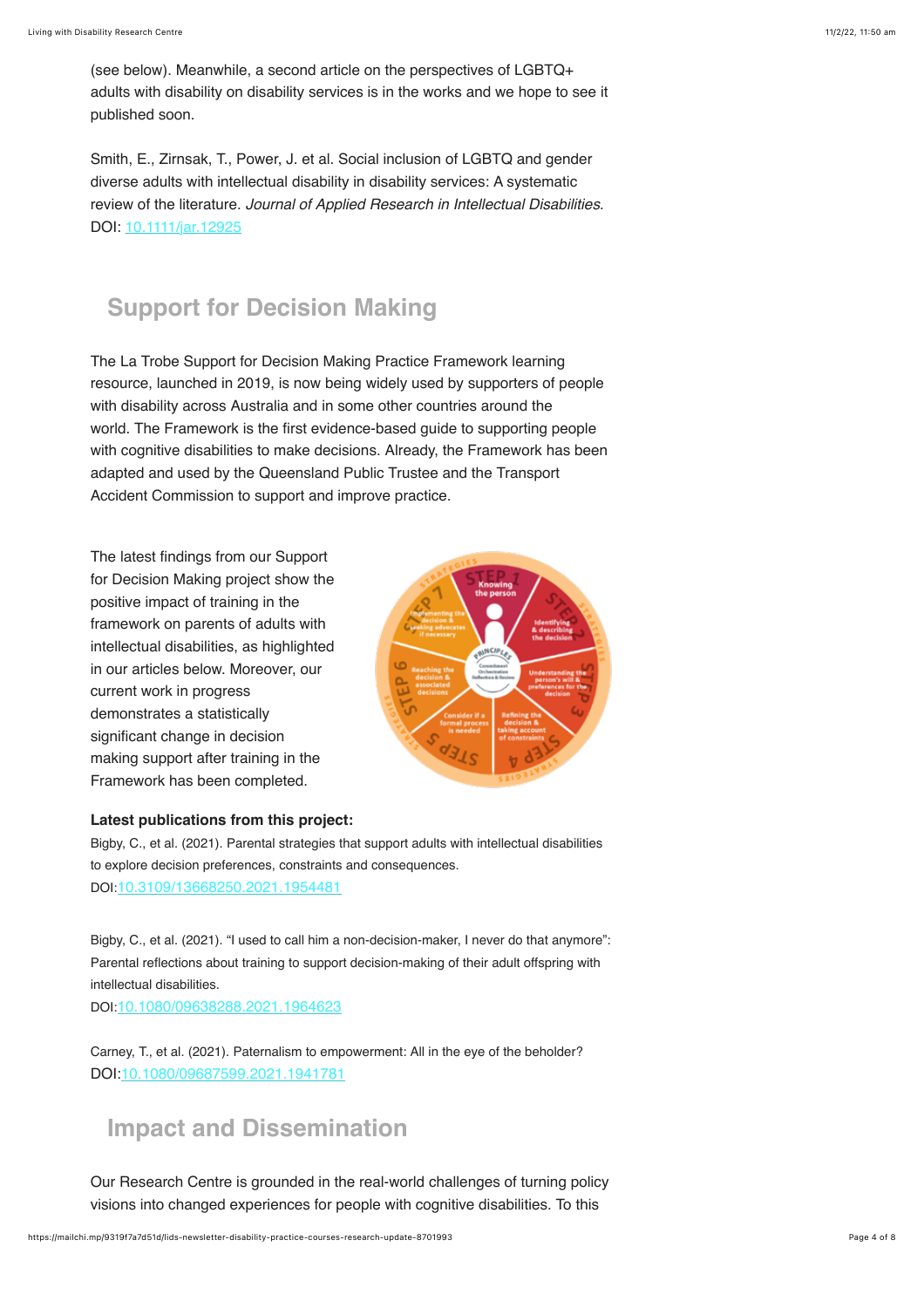(see below). Meanwhile, a second article on the perspectives of LGBTQ+ adults with disability on disability services is in the works and we hope to see it published soon.

Smith, E., Zirnsak, T., Power, J. et al. Social inclusion of LGBTQ and gender diverse adults with intellectual disability in disability services: A systematic review of the literature. *Journal of Applied Research in Intellectual Disabilities*. DOI: 10.1111/jar.12925

## Support for Decision Making

The La Trobe Support for Decision Making Practice Framework learning resource, launched in 2019, is now being widely used by supporters of people with disability across Australia and in some other countries around the world. The Framework is the first evidence-based guide to supporting people with cognitive disabilities to make decisions. Already, the Framework has been adapted and used by the Queensland Public Trustee and the Transport Accident Commission to support and improve practice.

The latest findings from our Support for Decision Making project show the positive impact of training in the framework on parents of adults with intellectual disabilities, as highlighted in our articles below. Moreover, our current work in progress demonstrates a statistically significant change in decision making support after training in the Framework has been completed.

**Latest publications from this project:**

Bigby, C., et al. (2021). Parental strategies that support adults with intellectual disabilities to explore decision preferences, constraints and consequences. DOI:10.3109/13668250.2021.1954481

Bigby, C., et al. (2021). "I used to call him a non-decision-maker, I never do that anymore": Parental reflections about training to support decision-making of their adult offspring with intellectual disabilities. DOI:10.1080/09638288.2021.1964623

Carney, T., et al. (2021). Paternalism to empowerment: All in the eye of the beholder? DOI:10.1080/09687599.2021.1941781

## Impact and Dissemination

Our Research Centre is grounded in the real-world challenges of turning policy visions into changed experiences for people with cognitive disabilities. To this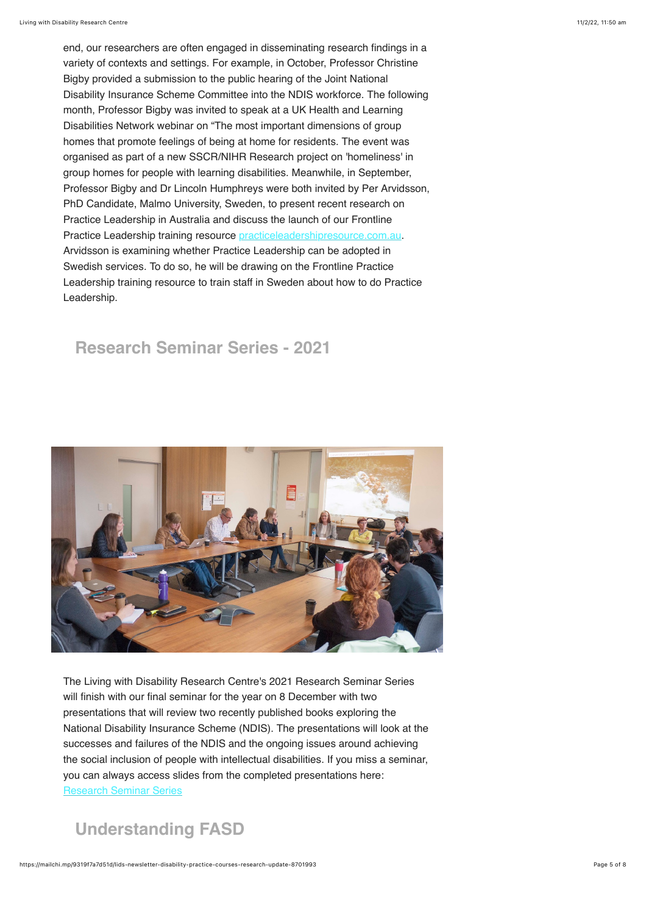end, our researchers are often engaged in disseminating research findings in a variety of contexts and settings. For example, in October, Professor Christine Bigby provided a submission to the public hearing of the Joint National Disability Insurance Scheme Committee into the NDIS workforce. The following month, Professor Bigby was invited to speak at a UK Health and Learning Disabilities Network webinar on “The most important dimensions of group homes that promote feelings of being at home for residents. The event was organised as part of a new SSCR/NIHR Research project on 'homeliness' in group homes for people with learning disabilities. Meanwhile, in September, Professor Bigby and Dr Lincoln Humphreys were both invited by Per Arvidsson, PhD Candidate, Malmo University, Sweden, to present recent research on Practice Leadership in Australia and discuss the launch of our Frontline Practice Leadership training resource practiceleadershipresource.com.au. Arvidsson is examining whether Practice Leadership can be adopted in Swedish services. To do so, he will be drawing on the Frontline Practice Leadership training resource to train staff in Sweden about how to do Practice Leadership.

## Research Seminar Series - 2021

The Living with Disability Research Centre's 2021 Research Seminar Series will finish with our final seminar for the year on 8 December with two presentations that will review two recently published books exploring the National Disability Insurance Scheme (NDIS). The presentations will look at the successes and failures of the NDIS and the ongoing issues around achieving the social inclusion of people with intellectual disabilities. If you miss a seminar, you can always access slides from the completed presentations here: Research Seminar Series

## Understanding FASD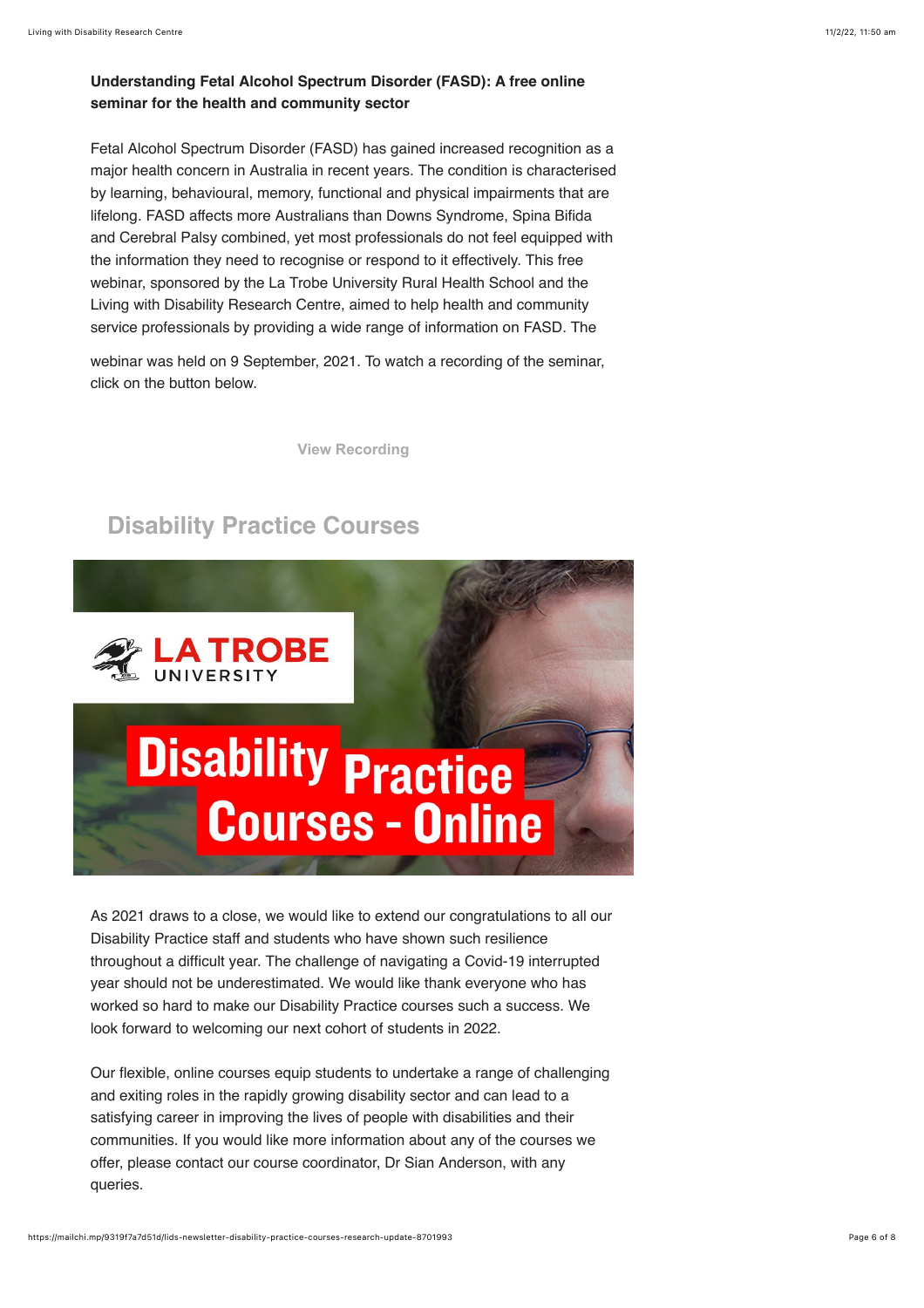**Understanding Fetal Alcohol Spectrum Disorder (FASD): A free online seminar for the health and community sector**

Fetal Alcohol Spectrum Disorder (FASD) has gained increased recognition as a major health concern in Australia in recent years. The condition is characterised by learning, behavioural, memory, functional and physical impairments that are lifelong. FASD affects more Australians than Downs Syndrome, Spina Bifida and Cerebral Palsy combined, yet most professionals do not feel equipped with the information they need to recognise or respond to it effectively. This free webinar, sponsored by the La Trobe University Rural Health School and the Living with Disability Research Centre, aimed to help health and community service professionals by providing a wide range of information on FASD. The webinar was held on 9 September, 2021. To watch a recording of the seminar, click on the button below.

View Recording

## Disability Practice Courses

LA TROBE UNIVERSITY

Disability Practice Courses - Online

As 2021 draws to a close, we would like to extend our congratulations to all our Disability Practice staff and students who have shown such resilience throughout a difficult year. The challenge of navigating a Covid-19 interrupted year should not be underestimated. We would like thank everyone who has worked so hard to make our Disability Practice courses such a success. We look forward to welcoming our next cohort of students in 2022.

Our flexible, online courses equip students to undertake a range of challenging and exiting roles in the rapidly growing disability sector and can lead to a satisfying career in improving the lives of people with disabilities and their communities. If you would like more information about any of the courses we offer, please contact our course coordinator, Dr Sian Anderson, with any queries.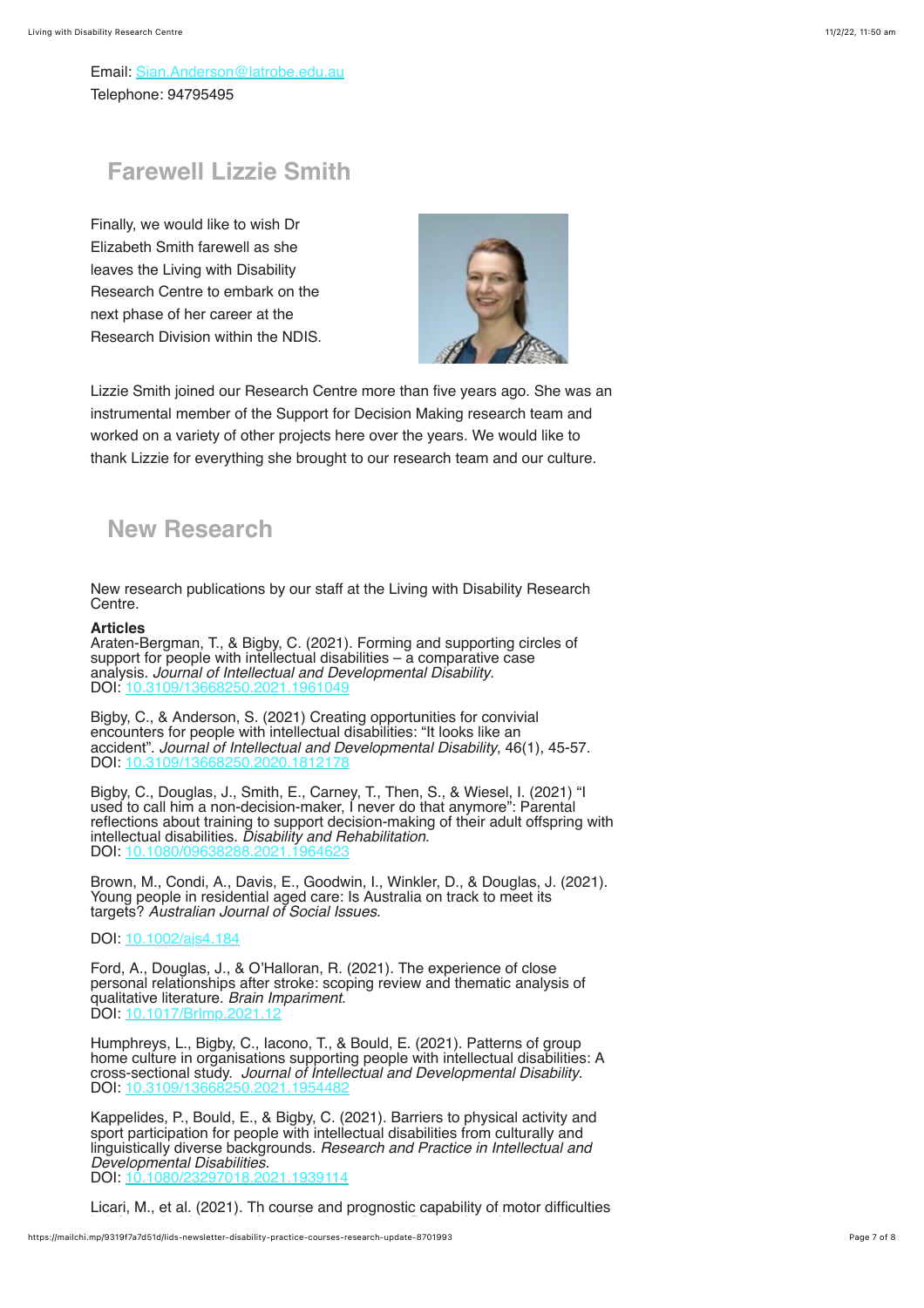Email: Sian.Anderson@latrobe.edu.au
Telephone: 94795495

## Farewell Lizzie Smith

Finally, we would like to wish Dr Elizabeth Smith farewell as she leaves the Living with Disability Research Centre to embark on the next phase of her career at the Research Division within the NDIS.

Lizzie Smith joined our Research Centre more than five years ago. She was an instrumental member of the Support for Decision Making research team and worked on a variety of other projects here over the years. We would like to thank Lizzie for everything she brought to our research team and our culture.

## New Research

New research publications by our staff at the Living with Disability Research Centre.

**Articles**
Araten-Bergman, T., & Bigby, C. (2021). Forming and supporting circles of support for people with intellectual disabilities – a comparative case analysis. *Journal of Intellectual and Developmental Disability*.
DOI: 10.3109/13668250.2021.1961049

Bigby, C., & Anderson, S. (2021) Creating opportunities for convivial encounters for people with intellectual disabilities: "It looks like an accident". *Journal of Intellectual and Developmental Disability*, 46(1), 45-57.
DOI: 10.3109/13668250.2020.1812178

Bigby, C., Douglas, J., Smith, E., Carney, T., Then, S., & Wiesel, I. (2021) "I used to call him a non-decision-maker, I never do that anymore": Parental reflections about training to support decision-making of their adult offspring with intellectual disabilities. *Disability and Rehabilitation*.
DOI: 10.1080/09638288.2021.1964623

Brown, M., Condi, A., Davis, E., Goodwin, I., Winkler, D., & Douglas, J. (2021). Young people in residential aged care: Is Australia on track to meet its targets? *Australian Journal of Social Issues*.

DOI: 10.1002/ajs4.184

Ford, A., Douglas, J., & O'Halloran, R. (2021). The experience of close personal relationships after stroke: scoping review and thematic analysis of qualitative literature. *Brain Impariment*.
DOI: 10.1017/BrImp.2021.12

Humphreys, L., Bigby, C., Iacono, T., & Bould, E. (2021). Patterns of group home culture in organisations supporting people with intellectual disabilities: A cross-sectional study. *Journal of Intellectual and Developmental Disability*.
DOI: 10.3109/13668250.2021.1954482

Kappelides, P., Bould, E., & Bigby, C. (2021). Barriers to physical activity and sport participation for people with intellectual disabilities from culturally and linguistically diverse backgrounds. *Research and Practice in Intellectual and Developmental Disabilities*.
DOI: 10.1080/23297018.2021.1939114

Licari, M., et al. (2021). Th course and prognostic capability of motor difficulties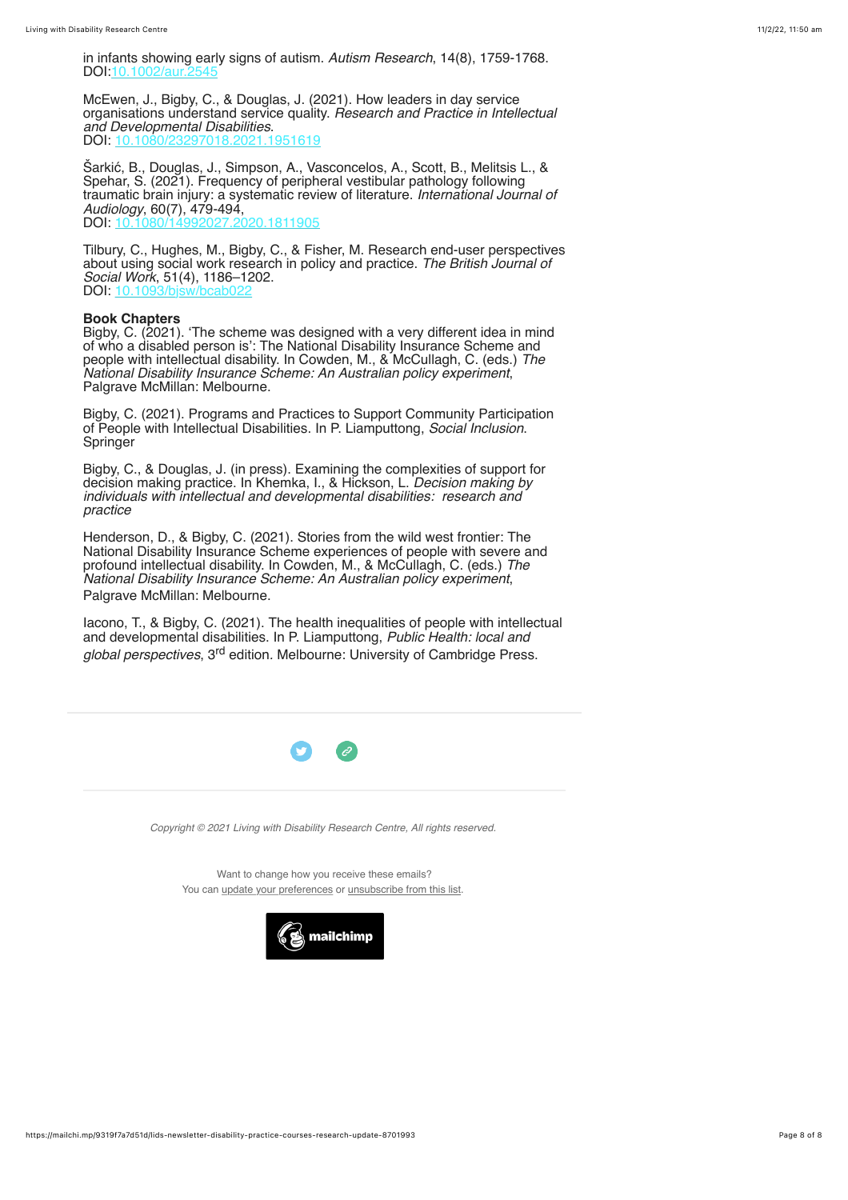in infants showing early signs of autism. *Autism Research*, 14(8), 1759-1768. DOI:10.1002/aur.2545

McEwen, J., Bigby, C., & Douglas, J. (2021). How leaders in day service organisations understand service quality. *Research and Practice in Intellectual and Developmental Disabilities*.
DOI: 10.1080/23297018.2021.1951619

Šarkić, B., Douglas, J., Simpson, A., Vasconcelos, A., Scott, B., Melitsis L., & Spehar, S. (2021). Frequency of peripheral vestibular pathology following traumatic brain injury: a systematic review of literature. *International Journal of Audiology*, 60(7), 479-494,
DOI: 10.1080/14992027.2020.1811905

Tilbury, C., Hughes, M., Bigby, C., & Fisher, M. Research end-user perspectives about using social work research in policy and practice. *The British Journal of Social Work*, 51(4), 1186–1202.
DOI: 10.1093/bjsw/bcab022

**Book Chapters**
Bigby, C. (2021). 'The scheme was designed with a very different idea in mind of who a disabled person is': The National Disability Insurance Scheme and people with intellectual disability. In Cowden, M., & McCullagh, C. (eds.) *The National Disability Insurance Scheme: An Australian policy experiment*, Palgrave McMillan: Melbourne.

Bigby, C. (2021). Programs and Practices to Support Community Participation of People with Intellectual Disabilities. In P. Liamputtong, *Social Inclusion*. Springer

Bigby, C., & Douglas, J. (in press). Examining the complexities of support for decision making practice. In Khemka, I., & Hickson, L. *Decision making by individuals with intellectual and developmental disabilities: research and practice*

Henderson, D., & Bigby, C. (2021). Stories from the wild west frontier: The National Disability Insurance Scheme experiences of people with severe and profound intellectual disability. In Cowden, M., & McCullagh, C. (eds.) *The National Disability Insurance Scheme: An Australian policy experiment*, Palgrave McMillan: Melbourne.

Iacono, T., & Bigby, C. (2021). The health inequalities of people with intellectual and developmental disabilities. In P. Liamputtong, *Public Health: local and global perspectives*, 3rd edition. Melbourne: University of Cambridge Press.

---

*Copyright © 2021 Living with Disability Research Centre, All rights reserved.*

Want to change how you receive these emails?
You can update your preferences or unsubscribe from this list.